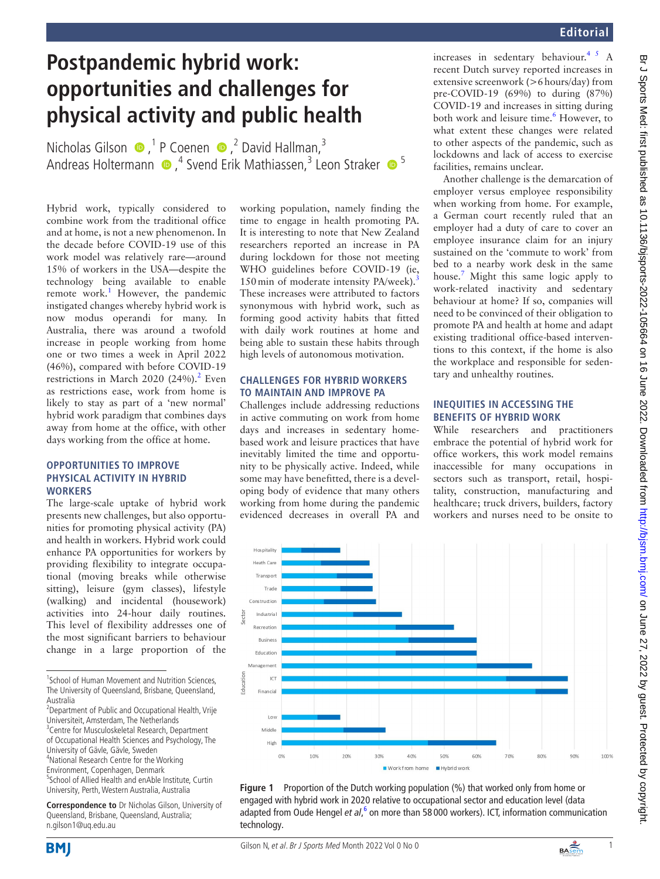# Postpandemic hybrid work: opportunities and challenges for physical activity and public health

Nicholas Gilson,[1] P Coenen,[2] David Hallman,[3] Andreas Holtermann,[4] Svend Erik Mathiassen,[3] Leon Straker[5]

Hybrid work, typically considered to combine work from the traditional office and at home, is not a new phenomenon. In the decade before COVID-19 use of this work model was relatively rare—around 15% of workers in the USA—despite the technology being available to enable remote work.[1] However, the pandemic instigated changes whereby hybrid work is now modus operandi for many. In Australia, there was around a twofold increase in people working from home one or two times a week in April 2022 (46%), compared with before COVID-19 restrictions in March 2020 (24%).[2] Even as restrictions ease, work from home is likely to stay as part of a 'new normal' hybrid work paradigm that combines days away from home at the office, with other days working from the office at home.

## OPPORTUNITIES TO IMPROVE PHYSICAL ACTIVITY IN HYBRID WORKERS

The large-scale uptake of hybrid work presents new challenges, but also opportunities for promoting physical activity (PA) and health in workers. Hybrid work could enhance PA opportunities for workers by providing flexibility to integrate occupational (moving breaks while otherwise sitting), leisure (gym classes), lifestyle (walking) and incidental (housework) activities into 24-hour daily routines. This level of flexibility addresses one of the most significant barriers to behaviour change in a large proportion of the working population, namely finding the time to engage in health promoting PA. It is interesting to note that New Zealand researchers reported an increase in PA during lockdown for those not meeting WHO guidelines before COVID-19 (ie, 150 min of moderate intensity PA/week).[3] These increases were attributed to factors synonymous with hybrid work, such as forming good activity habits that fitted with daily work routines at home and being able to sustain these habits through high levels of autonomous motivation.

## CHALLENGES FOR HYBRID WORKERS TO MAINTAIN AND IMPROVE PA

Challenges include addressing reductions in active commuting on work from home days and increases in sedentary home-based work and leisure practices that have inevitably limited the time and opportunity to be physically active. Indeed, while some may have benefitted, there is a developing body of evidence that many others working from home during the pandemic evidenced decreases in overall PA and increases in sedentary behaviour.[4,5] A recent Dutch survey reported increases in extensive screenwork (>6 hours/day) from pre-COVID-19 (69%) to during (87%) COVID-19 and increases in sitting during both work and leisure time.[6] However, to what extent these changes were related to other aspects of the pandemic, such as lockdowns and lack of access to exercise facilities, remains unclear.

Another challenge is the demarcation of employer versus employee responsibility when working from home. For example, a German court recently ruled that an employer had a duty of care to cover an employee insurance claim for an injury sustained on the 'commute to work' from bed to a nearby work desk in the same house.[7] Might this same logic apply to work-related inactivity and sedentary behaviour at home? If so, companies will need to be convinced of their obligation to promote PA and health at home and adapt existing traditional office-based interventions to this context, if the home is also the workplace and responsible for sedentary and unhealthy routines.

## INEQUITIES IN ACCESSING THE BENEFITS OF HYBRID WORK

While researchers and practitioners embrace the potential of hybrid work for office workers, this work model remains inaccessible for many occupations in sectors such as transport, retail, hospitality, construction, manufacturing and healthcare; truck drivers, builders, factory workers and nurses need to be onsite to

| Group | Category | Work from home (approx. %) | Hybrid work (approx. cumulative %) |
|---|---|---|---|
| Sector | Hospitality | 6 | 18 |
| Sector | Health Care | 12 | 27 |
| Sector | Transport | 17 | 28 |
| Sector | Trade | 18 | 28 |
| Sector | Construction | 13 | 29 |
| Sector | Industrial | 22 | 37 |
| Sector | Recreation | 35 | 53 |
| Sector | Business | 39 | 60 |
| Sector | Education | 35 | 60 |
| Education | Management | 60 | 77 |
| Education | ICT | 69 | 88 |
| Education | Financial | 78 | 88 |
| Education | Low | 11 | 18 |
| Education | Middle | 19 | 32 |
| Education | High | 45 | 66 |

Figure 1 Proportion of the Dutch working population (%) that worked only from home or engaged with hybrid work in 2020 relative to occupational sector and education level (data adapted from Oude Hengel *et al*,[6] on more than 58 000 workers). ICT, information communication technology.

---

[1]School of Human Movement and Nutrition Sciences, The University of Queensland, Brisbane, Queensland, Australia
[2]Department of Public and Occupational Health, Vrije Universiteit, Amsterdam, The Netherlands
[3]Centre for Musculoskeletal Research, Department of Occupational Health Sciences and Psychology, The University of Gävle, Gävle, Sweden
[4]National Research Centre for the Working Environment, Copenhagen, Denmark
[5]School of Allied Health and enAble Institute, Curtin University, Perth, Western Australia, Australia

**Correspondence to** Dr Nicholas Gilson, University of Queensland, Brisbane, Queensland, Australia; n.gilson1@uq.edu.au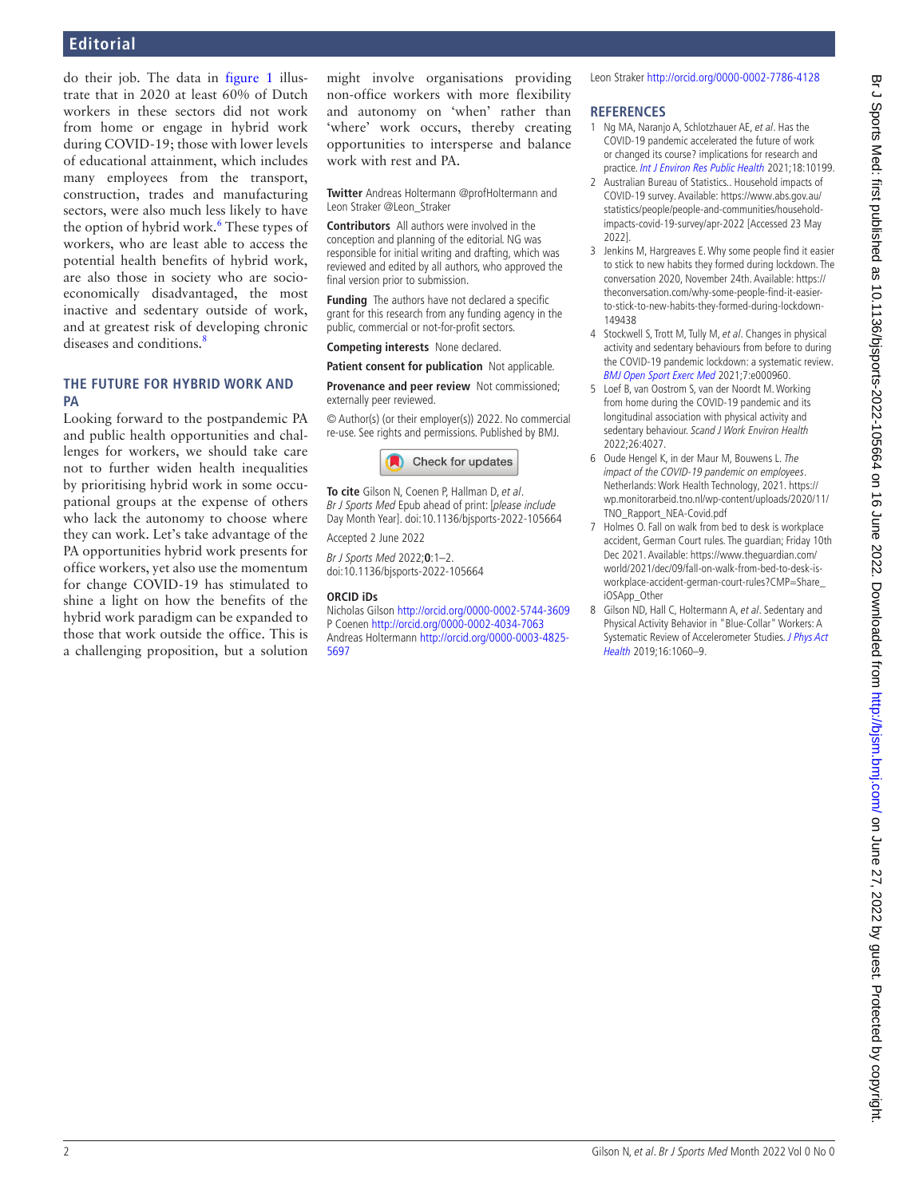do their job. The data in figure 1 illustrate that in 2020 at least 60% of Dutch workers in these sectors did not work from home or engage in hybrid work during COVID-19; those with lower levels of educational attainment, which includes many employees from the transport, construction, trades and manufacturing sectors, were also much less likely to have the option of hybrid work.[6] These types of workers, who are least able to access the potential health benefits of hybrid work, are also those in society who are socio-economically disadvantaged, the most inactive and sedentary outside of work, and at greatest risk of developing chronic diseases and conditions.[8]

## THE FUTURE FOR HYBRID WORK AND PA

Looking forward to the postpandemic PA and public health opportunities and challenges for workers, we should take care not to further widen health inequalities by prioritising hybrid work in some occupational groups at the expense of others who lack the autonomy to choose where they can work. Let's take advantage of the PA opportunities hybrid work presents for office workers, yet also use the momentum for change COVID-19 has stimulated to shine a light on how the benefits of the hybrid work paradigm can be expanded to those that work outside the office. This is a challenging proposition, but a solution might involve organisations providing non-office workers with more flexibility and autonomy on 'when' rather than 'where' work occurs, thereby creating opportunities to intersperse and balance work with rest and PA.

**Twitter** Andreas Holtermann @profHoltermann and Leon Straker @Leon_Straker

**Contributors** All authors were involved in the conception and planning of the editorial. NG was responsible for initial writing and drafting, which was reviewed and edited by all authors, who approved the final version prior to submission.

**Funding** The authors have not declared a specific grant for this research from any funding agency in the public, commercial or not-for-profit sectors.

**Competing interests** None declared.

**Patient consent for publication** Not applicable.

**Provenance and peer review** Not commissioned; externally peer reviewed.

© Author(s) (or their employer(s)) 2022. No commercial re-use. See rights and permissions. Published by BMJ.

**To cite** Gilson N, Coenen P, Hallman D, *et al*. *Br J Sports Med* Epub ahead of print: [*please include* Day Month Year]. doi:10.1136/bjsports-2022-105664

Accepted 2 June 2022

*Br J Sports Med* 2022;**0**:1–2. doi:10.1136/bjsports-2022-105664

### ORCID iDs

Nicholas Gilson http://orcid.org/0000-0002-5744-3609
P Coenen http://orcid.org/0000-0002-4034-7063
Andreas Holtermann http://orcid.org/0000-0003-4825-5697
Leon Straker http://orcid.org/0000-0002-7786-4128

## REFERENCES

1. Ng MA, Naranjo A, Schlotzhauer AE, *et al*. Has the COVID-19 pandemic accelerated the future of work or changed its course? implications for research and practice. *Int J Environ Res Public Health* 2021;18:10199.
2. Australian Bureau of Statistics.. Household impacts of COVID-19 survey. Available: https://www.abs.gov.au/statistics/people/people-and-communities/household-impacts-covid-19-survey/apr-2022 [Accessed 23 May 2022].
3. Jenkins M, Hargreaves E. Why some people find it easier to stick to new habits they formed during lockdown. The conversation 2020, November 24th. Available: https://theconversation.com/why-some-people-find-it-easier-to-stick-to-new-habits-they-formed-during-lockdown-149438
4. Stockwell S, Trott M, Tully M, *et al*. Changes in physical activity and sedentary behaviours from before to during the COVID-19 pandemic lockdown: a systematic review. *BMJ Open Sport Exerc Med* 2021;7:e000960.
5. Loef B, van Oostrom S, van der Noordt M. Working from home during the COVID-19 pandemic and its longitudinal association with physical activity and sedentary behaviour. *Scand J Work Environ Health* 2022;26:4027.
6. Oude Hengel K, in der Maur M, Bouwens L. *The impact of the COVID-19 pandemic on employees*. Netherlands: Work Health Technology, 2021. https://wp.monitorarbeid.tno.nl/wp-content/uploads/2020/11/TNO_Rapport_NEA-Covid.pdf
7. Holmes O. Fall on walk from bed to desk is workplace accident, German Court rules. The guardian; Friday 10th Dec 2021. Available: https://www.theguardian.com/world/2021/dec/09/fall-on-walk-from-bed-to-desk-is-workplace-accident-german-court-rules?CMP=Share_iOSApp_Other
8. Gilson ND, Hall C, Holtermann A, *et al*. Sedentary and Physical Activity Behavior in "Blue-Collar" Workers: A Systematic Review of Accelerometer Studies. *J Phys Act Health* 2019;16:1060–9.